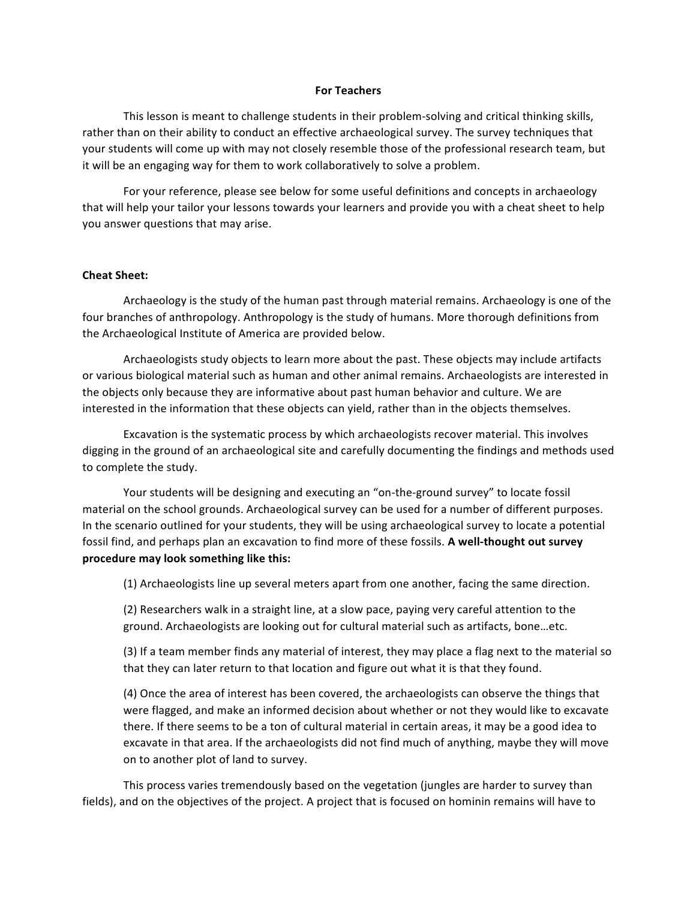## For Teachers

This lesson is meant to challenge students in their problem-solving and critical thinking skills, rather than on their ability to conduct an effective archaeological survey. The survey techniques that your students will come up with may not closely resemble those of the professional research team, but it will be an engaging way for them to work collaboratively to solve a problem.

For your reference, please see below for some useful definitions and concepts in archaeology that will help your tailor your lessons towards your learners and provide you with a cheat sheet to help you answer questions that may arise.

**Cheat Sheet:**

Archaeology is the study of the human past through material remains. Archaeology is one of the four branches of anthropology. Anthropology is the study of humans. More thorough definitions from the Archaeological Institute of America are provided below.

Archaeologists study objects to learn more about the past. These objects may include artifacts or various biological material such as human and other animal remains. Archaeologists are interested in the objects only because they are informative about past human behavior and culture. We are interested in the information that these objects can yield, rather than in the objects themselves.

Excavation is the systematic process by which archaeologists recover material. This involves digging in the ground of an archaeological site and carefully documenting the findings and methods used to complete the study.

Your students will be designing and executing an "on-the-ground survey" to locate fossil material on the school grounds. Archaeological survey can be used for a number of different purposes. In the scenario outlined for your students, they will be using archaeological survey to locate a potential fossil find, and perhaps plan an excavation to find more of these fossils. **A well-thought out survey procedure may look something like this:**

(1) Archaeologists line up several meters apart from one another, facing the same direction.

(2) Researchers walk in a straight line, at a slow pace, paying very careful attention to the ground. Archaeologists are looking out for cultural material such as artifacts, bone…etc.

(3) If a team member finds any material of interest, they may place a flag next to the material so that they can later return to that location and figure out what it is that they found.

(4) Once the area of interest has been covered, the archaeologists can observe the things that were flagged, and make an informed decision about whether or not they would like to excavate there. If there seems to be a ton of cultural material in certain areas, it may be a good idea to excavate in that area. If the archaeologists did not find much of anything, maybe they will move on to another plot of land to survey.

This process varies tremendously based on the vegetation (jungles are harder to survey than fields), and on the objectives of the project. A project that is focused on hominin remains will have to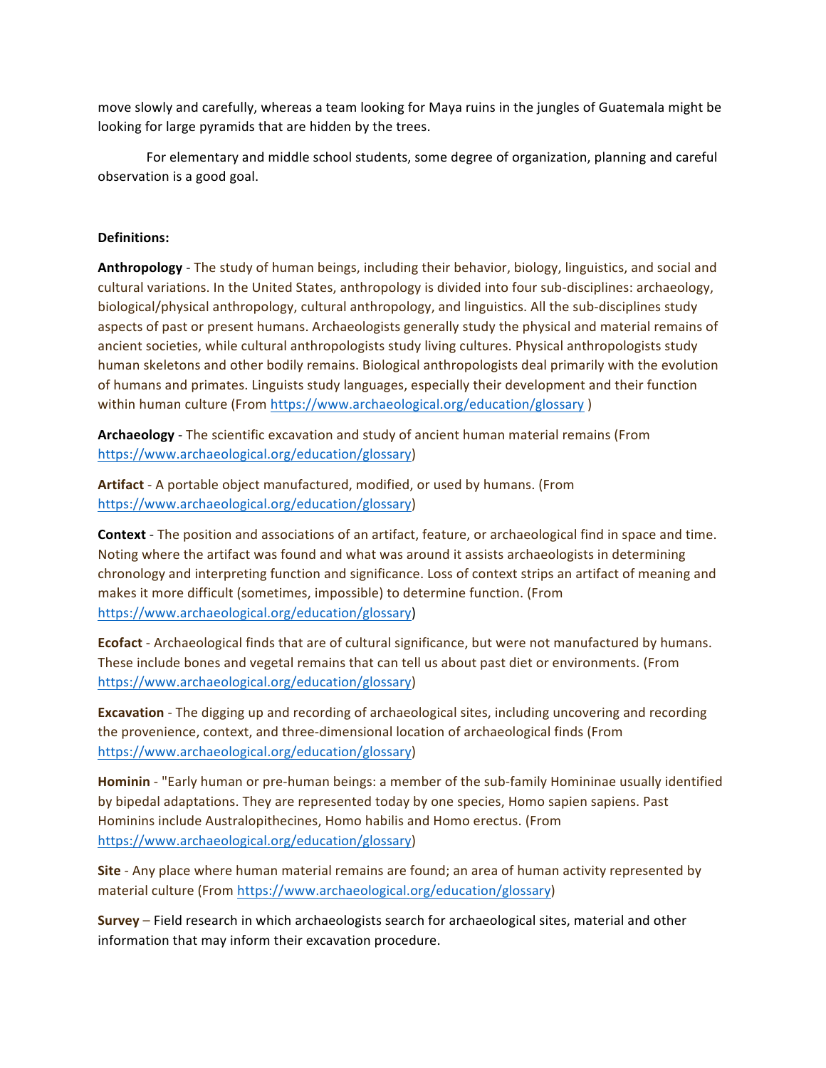move slowly and carefully, whereas a team looking for Maya ruins in the jungles of Guatemala might be looking for large pyramids that are hidden by the trees.

For elementary and middle school students, some degree of organization, planning and careful observation is a good goal.

**Definitions:**

**Anthropology** - The study of human beings, including their behavior, biology, linguistics, and social and cultural variations. In the United States, anthropology is divided into four sub-disciplines: archaeology, biological/physical anthropology, cultural anthropology, and linguistics. All the sub-disciplines study aspects of past or present humans. Archaeologists generally study the physical and material remains of ancient societies, while cultural anthropologists study living cultures. Physical anthropologists study human skeletons and other bodily remains. Biological anthropologists deal primarily with the evolution of humans and primates. Linguists study languages, especially their development and their function within human culture (From https://www.archaeological.org/education/glossary )

**Archaeology** - The scientific excavation and study of ancient human material remains (From https://www.archaeological.org/education/glossary)

**Artifact** - A portable object manufactured, modified, or used by humans. (From https://www.archaeological.org/education/glossary)

**Context** - The position and associations of an artifact, feature, or archaeological find in space and time. Noting where the artifact was found and what was around it assists archaeologists in determining chronology and interpreting function and significance. Loss of context strips an artifact of meaning and makes it more difficult (sometimes, impossible) to determine function. (From https://www.archaeological.org/education/glossary)

**Ecofact** - Archaeological finds that are of cultural significance, but were not manufactured by humans. These include bones and vegetal remains that can tell us about past diet or environments. (From https://www.archaeological.org/education/glossary)

**Excavation** - The digging up and recording of archaeological sites, including uncovering and recording the provenience, context, and three-dimensional location of archaeological finds (From https://www.archaeological.org/education/glossary)

**Hominin** - "Early human or pre-human beings: a member of the sub-family Homininae usually identified by bipedal adaptations. They are represented today by one species, Homo sapien sapiens. Past Hominins include Australopithecines, Homo habilis and Homo erectus. (From https://www.archaeological.org/education/glossary)

**Site** - Any place where human material remains are found; an area of human activity represented by material culture (From https://www.archaeological.org/education/glossary)

**Survey** – Field research in which archaeologists search for archaeological sites, material and other information that may inform their excavation procedure.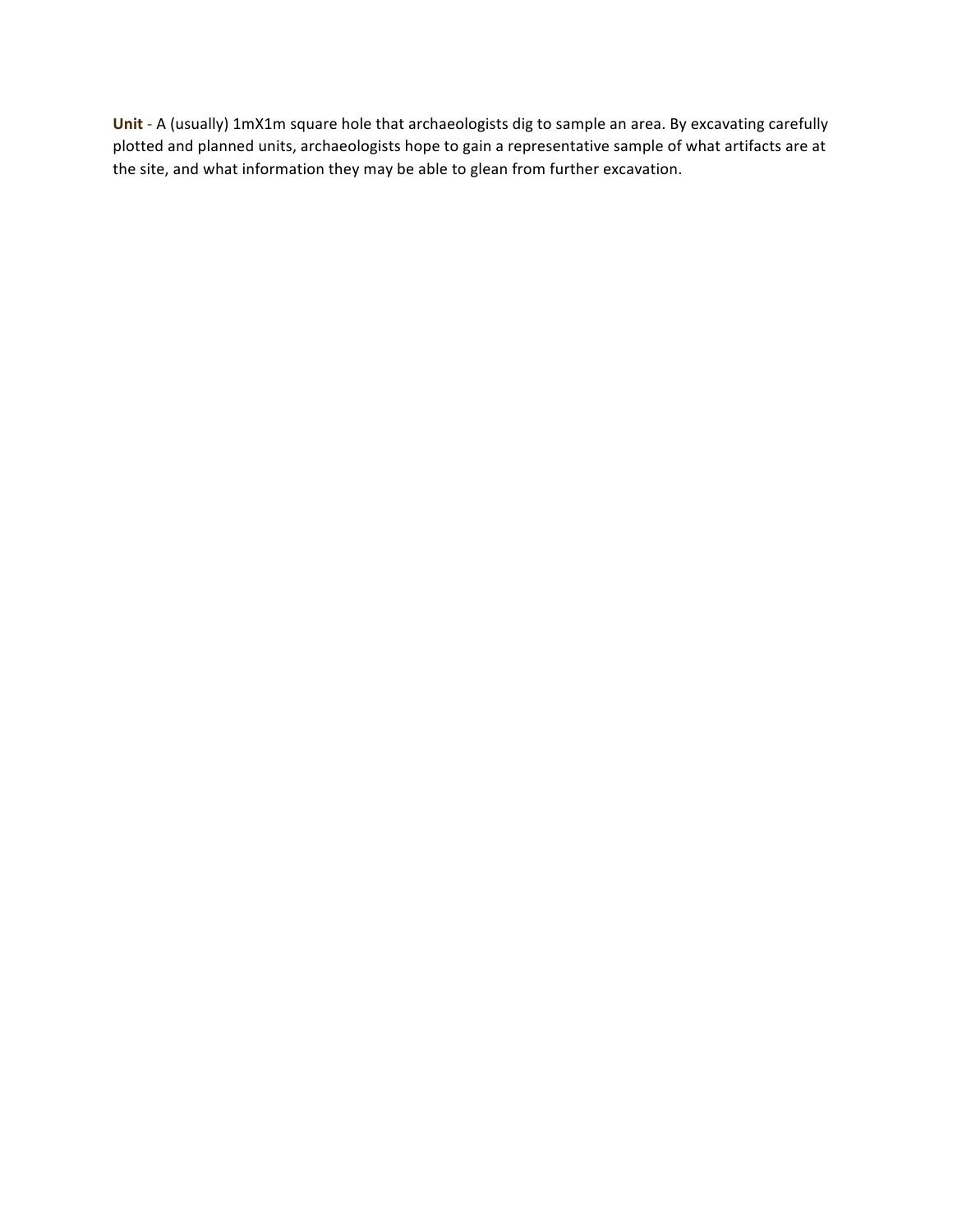**Unit** - A (usually) 1mX1m square hole that archaeologists dig to sample an area. By excavating carefully plotted and planned units, archaeologists hope to gain a representative sample of what artifacts are at the site, and what information they may be able to glean from further excavation.